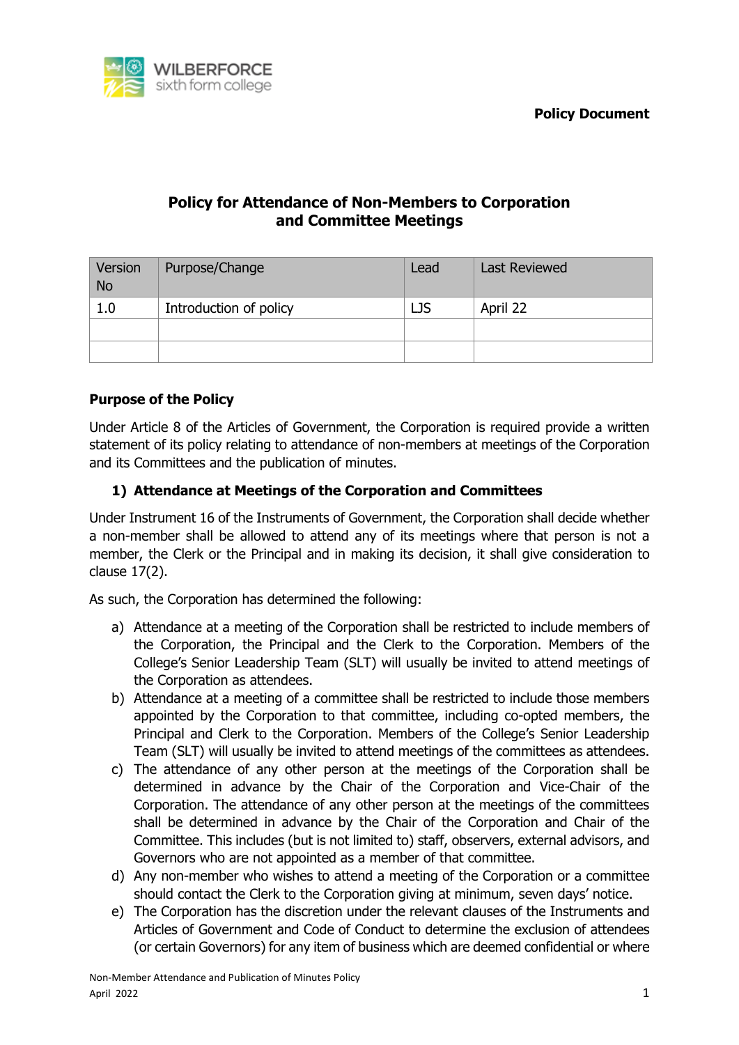**Policy Document**

# Policy for Attendance of Non-Members to Corporation and Committee Meetings

| Version No | Purpose/Change | Lead | Last Reviewed |
|---|---|---|---|
| 1.0 | Introduction of policy | LJS | April 22 |
| | | | |
| | | | |

## Purpose of the Policy

Under Article 8 of the Articles of Government, the Corporation is required provide a written statement of its policy relating to attendance of non-members at meetings of the Corporation and its Committees and the publication of minutes.

### 1) Attendance at Meetings of the Corporation and Committees

Under Instrument 16 of the Instruments of Government, the Corporation shall decide whether a non-member shall be allowed to attend any of its meetings where that person is not a member, the Clerk or the Principal and in making its decision, it shall give consideration to clause 17(2).

As such, the Corporation has determined the following:

a) Attendance at a meeting of the Corporation shall be restricted to include members of the Corporation, the Principal and the Clerk to the Corporation. Members of the College's Senior Leadership Team (SLT) will usually be invited to attend meetings of the Corporation as attendees.

b) Attendance at a meeting of a committee shall be restricted to include those members appointed by the Corporation to that committee, including co-opted members, the Principal and Clerk to the Corporation. Members of the College's Senior Leadership Team (SLT) will usually be invited to attend meetings of the committees as attendees.

c) The attendance of any other person at the meetings of the Corporation shall be determined in advance by the Chair of the Corporation and Vice-Chair of the Corporation. The attendance of any other person at the meetings of the committees shall be determined in advance by the Chair of the Corporation and Chair of the Committee. This includes (but is not limited to) staff, observers, external advisors, and Governors who are not appointed as a member of that committee.

d) Any non-member who wishes to attend a meeting of the Corporation or a committee should contact the Clerk to the Corporation giving at minimum, seven days' notice.

e) The Corporation has the discretion under the relevant clauses of the Instruments and Articles of Government and Code of Conduct to determine the exclusion of attendees (or certain Governors) for any item of business which are deemed confidential or where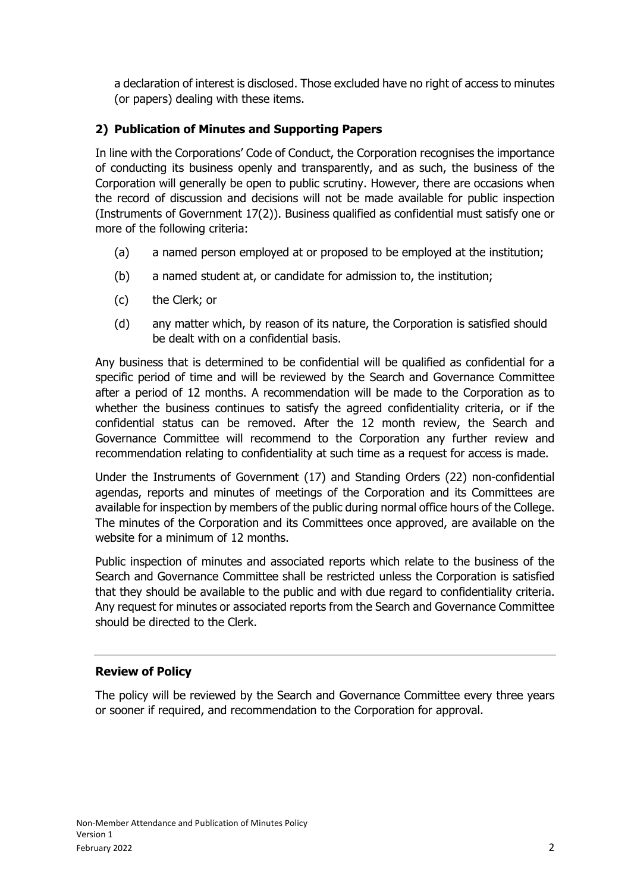a declaration of interest is disclosed. Those excluded have no right of access to minutes (or papers) dealing with these items.

## 2) Publication of Minutes and Supporting Papers

In line with the Corporations' Code of Conduct, the Corporation recognises the importance of conducting its business openly and transparently, and as such, the business of the Corporation will generally be open to public scrutiny. However, there are occasions when the record of discussion and decisions will not be made available for public inspection (Instruments of Government 17(2)). Business qualified as confidential must satisfy one or more of the following criteria:

(a) a named person employed at or proposed to be employed at the institution;

(b) a named student at, or candidate for admission to, the institution;

(c) the Clerk; or

(d) any matter which, by reason of its nature, the Corporation is satisfied should be dealt with on a confidential basis.

Any business that is determined to be confidential will be qualified as confidential for a specific period of time and will be reviewed by the Search and Governance Committee after a period of 12 months. A recommendation will be made to the Corporation as to whether the business continues to satisfy the agreed confidentiality criteria, or if the confidential status can be removed. After the 12 month review, the Search and Governance Committee will recommend to the Corporation any further review and recommendation relating to confidentiality at such time as a request for access is made.

Under the Instruments of Government (17) and Standing Orders (22) non-confidential agendas, reports and minutes of meetings of the Corporation and its Committees are available for inspection by members of the public during normal office hours of the College. The minutes of the Corporation and its Committees once approved, are available on the website for a minimum of 12 months.

Public inspection of minutes and associated reports which relate to the business of the Search and Governance Committee shall be restricted unless the Corporation is satisfied that they should be available to the public and with due regard to confidentiality criteria. Any request for minutes or associated reports from the Search and Governance Committee should be directed to the Clerk.

---

## Review of Policy

The policy will be reviewed by the Search and Governance Committee every three years or sooner if required, and recommendation to the Corporation for approval.